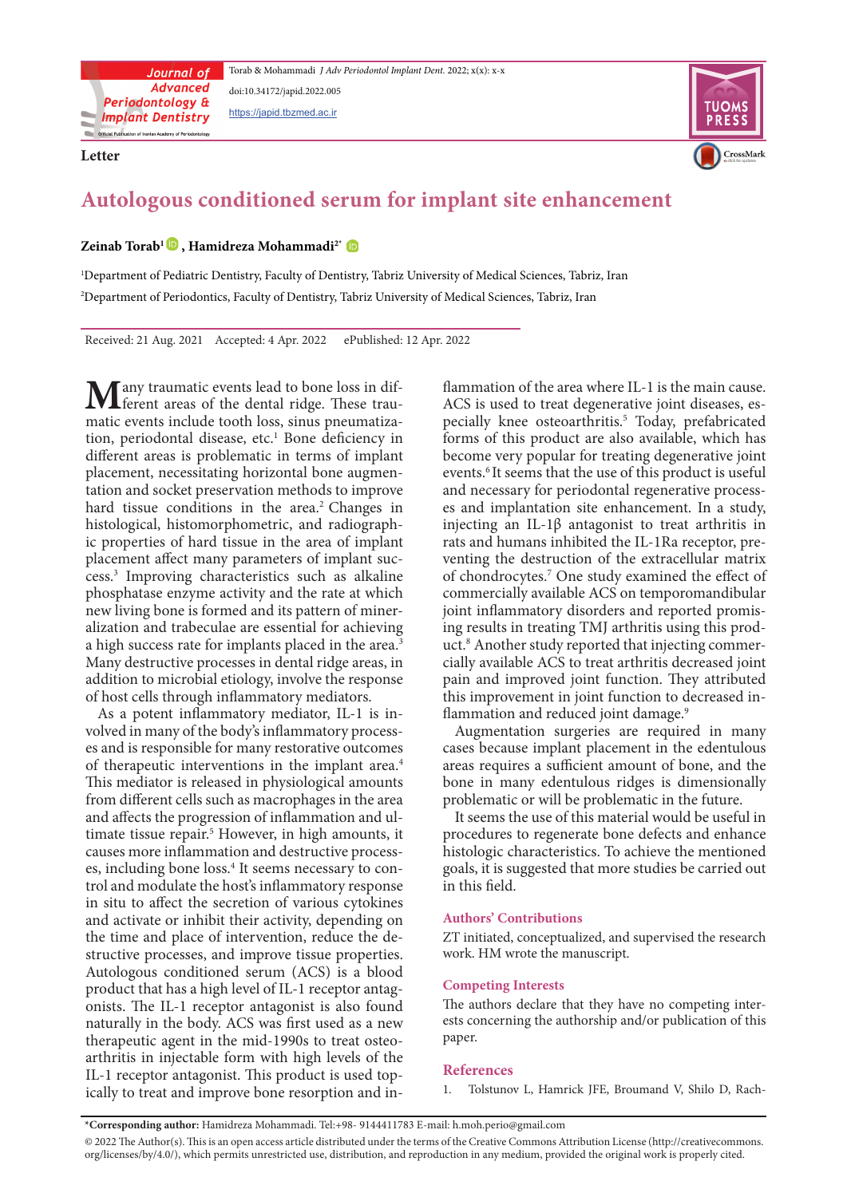Letter

# Autologous conditioned serum for implant site enhancement

**Zeinab Torab[1], Hamidreza Mohammadi[2*]**

[1]Department of Pediatric Dentistry, Faculty of Dentistry, Tabriz University of Medical Sciences, Tabriz, Iran

[2]Department of Periodontics, Faculty of Dentistry, Tabriz University of Medical Sciences, Tabriz, Iran

Received: 21 Aug. 2021 Accepted: 4 Apr. 2022 ePublished: 12 Apr. 2022

Many traumatic events lead to bone loss in different areas of the dental ridge. These traumatic events include tooth loss, sinus pneumatization, periodontal disease, etc.[1] Bone deficiency in different areas is problematic in terms of implant placement, necessitating horizontal bone augmentation and socket preservation methods to improve hard tissue conditions in the area.[2] Changes in histological, histomorphometric, and radiographic properties of hard tissue in the area of implant placement affect many parameters of implant success.[3] Improving characteristics such as alkaline phosphatase enzyme activity and the rate at which new living bone is formed and its pattern of mineralization and trabeculae are essential for achieving a high success rate for implants placed in the area.[3] Many destructive processes in dental ridge areas, in addition to microbial etiology, involve the response of host cells through inflammatory mediators.

As a potent inflammatory mediator, IL-1 is involved in many of the body's inflammatory processes and is responsible for many restorative outcomes of therapeutic interventions in the implant area.[4] This mediator is released in physiological amounts from different cells such as macrophages in the area and affects the progression of inflammation and ultimate tissue repair.[5] However, in high amounts, it causes more inflammation and destructive processes, including bone loss.[4] It seems necessary to control and modulate the host's inflammatory response in situ to affect the secretion of various cytokines and activate or inhibit their activity, depending on the time and place of intervention, reduce the destructive processes, and improve tissue properties. Autologous conditioned serum (ACS) is a blood product that has a high level of IL-1 receptor antagonists. The IL-1 receptor antagonist is also found naturally in the body. ACS was first used as a new therapeutic agent in the mid-1990s to treat osteoarthritis in injectable form with high levels of the IL-1 receptor antagonist. This product is used topically to treat and improve bone resorption and inflammation of the area where IL-1 is the main cause. ACS is used to treat degenerative joint diseases, especially knee osteoarthritis.[5] Today, prefabricated forms of this product are also available, which has become very popular for treating degenerative joint events.[6] It seems that the use of this product is useful and necessary for periodontal regenerative processes and implantation site enhancement. In a study, injecting an IL-1β antagonist to treat arthritis in rats and humans inhibited the IL-1Ra receptor, preventing the destruction of the extracellular matrix of chondrocytes.[7] One study examined the effect of commercially available ACS on temporomandibular joint inflammatory disorders and reported promising results in treating TMJ arthritis using this product.[8] Another study reported that injecting commercially available ACS to treat arthritis decreased joint pain and improved joint function. They attributed this improvement in joint function to decreased inflammation and reduced joint damage.[9]

Augmentation surgeries are required in many cases because implant placement in the edentulous areas requires a sufficient amount of bone, and the bone in many edentulous ridges is dimensionally problematic or will be problematic in the future.

It seems the use of this material would be useful in procedures to regenerate bone defects and enhance histologic characteristics. To achieve the mentioned goals, it is suggested that more studies be carried out in this field.

## Authors' Contributions

ZT initiated, conceptualized, and supervised the research work. HM wrote the manuscript.

## Competing Interests

The authors declare that they have no competing interests concerning the authorship and/or publication of this paper.

## References

1. Tolstunov L, Hamrick JFE, Broumand V, Shilo D, Rach-

***Corresponding author:** Hamidreza Mohammadi. Tel:+98- 9144411783 E-mail: h.moh.perio@gmail.com

© 2022 The Author(s). This is an open access article distributed under the terms of the Creative Commons Attribution License (http://creativecommons.org/licenses/by/4.0/), which permits unrestricted use, distribution, and reproduction in any medium, provided the original work is properly cited.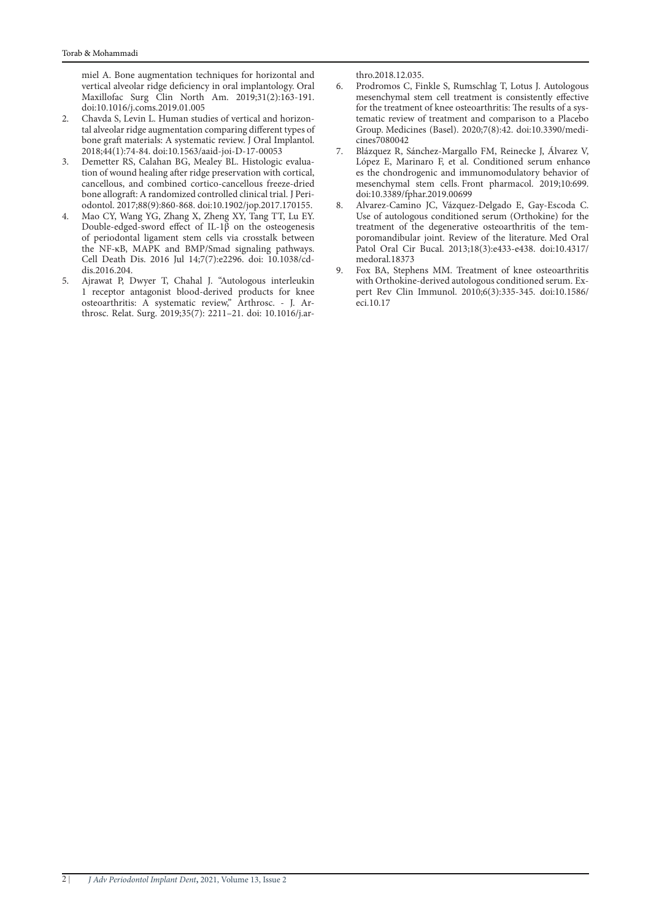miel A. Bone augmentation techniques for horizontal and vertical alveolar ridge deficiency in oral implantology. Oral Maxillofac Surg Clin North Am. 2019;31(2):163-191. doi:10.1016/j.coms.2019.01.005

2. Chavda S, Levin L. Human studies of vertical and horizontal alveolar ridge augmentation comparing different types of bone graft materials: A systematic review. J Oral Implantol. 2018;44(1):74-84. doi:10.1563/aaid-joi-D-17-00053
3. Demetter RS, Calahan BG, Mealey BL. Histologic evaluation of wound healing after ridge preservation with cortical, cancellous, and combined cortico-cancellous freeze-dried bone allograft: A randomized controlled clinical trial. J Periodontol. 2017;88(9):860-868. doi:10.1902/jop.2017.170155.
4. Mao CY, Wang YG, Zhang X, Zheng XY, Tang TT, Lu EY. Double-edged-sword effect of IL-1β on the osteogenesis of periodontal ligament stem cells via crosstalk between the NF-κB, MAPK and BMP/Smad signaling pathways. Cell Death Dis. 2016 Jul 14;7(7):e2296. doi: 10.1038/cddis.2016.204.
5. Ajrawat P, Dwyer T, Chahal J. "Autologous interleukin 1 receptor antagonist blood-derived products for knee osteoarthritis: A systematic review," Arthrosc. - J. Arthrosc. Relat. Surg. 2019;35(7): 2211–21. doi: 10.1016/j.arthro.2018.12.035.
6. Prodromos C, Finkle S, Rumschlag T, Lotus J. Autologous mesenchymal stem cell treatment is consistently effective for the treatment of knee osteoarthritis: The results of a systematic review of treatment and comparison to a Placebo Group. Medicines (Basel). 2020;7(8):42. doi:10.3390/medicines7080042
7. Blázquez R, Sánchez-Margallo FM, Reinecke J, Álvarez V, López E, Marinaro F, et al. Conditioned serum enhances the chondrogenic and immunomodulatory behavior of mesenchymal stem cells. Front pharmacol. 2019;10:699. doi:10.3389/fphar.2019.00699
8. Alvarez-Camino JC, Vázquez-Delgado E, Gay-Escoda C. Use of autologous conditioned serum (Orthokine) for the treatment of the degenerative osteoarthritis of the temporomandibular joint. Review of the literature. Med Oral Patol Oral Cir Bucal. 2013;18(3):e433-e438. doi:10.4317/medoral.18373
9. Fox BA, Stephens MM. Treatment of knee osteoarthritis with Orthokine-derived autologous conditioned serum. Expert Rev Clin Immunol. 2010;6(3):335-345. doi:10.1586/eci.10.17